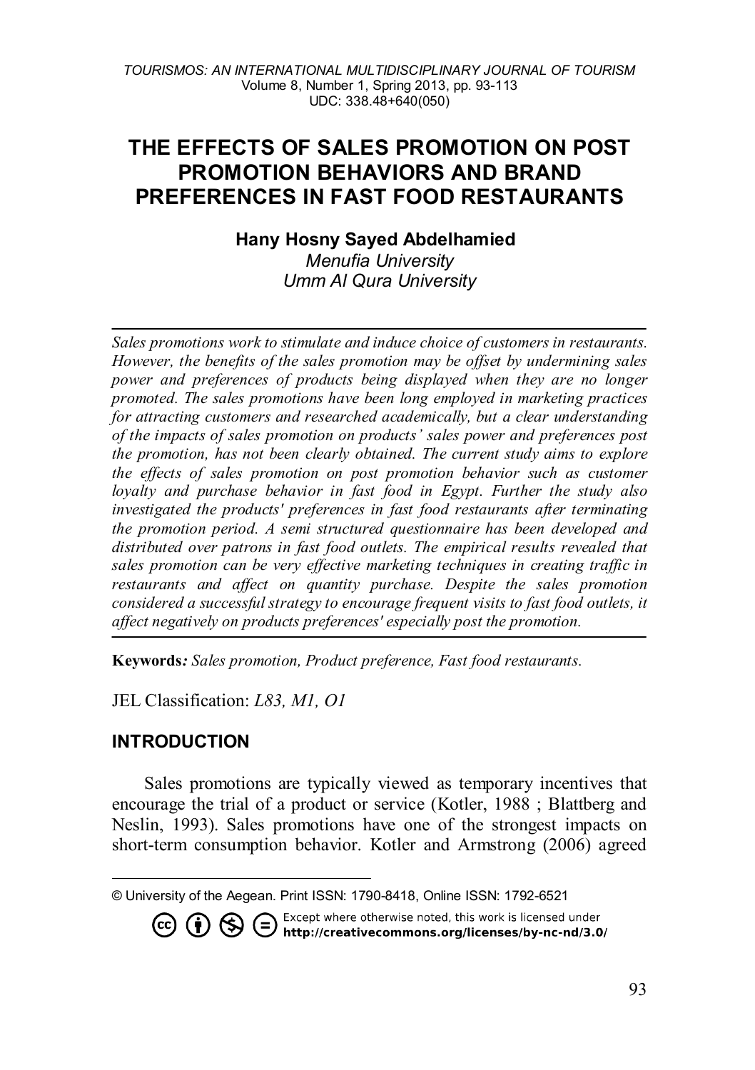# THE EFFECTS OF SALES PROMOTION ON POST PROMOTION BEHAVIORS AND BRAND PREFERENCES IN FAST FOOD RESTAURANTS

**Hany Hosny Sayed Abdelhamied**
*Menufia University*
*Umm Al Qura University*

---

*Sales promotions work to stimulate and induce choice of customers in restaurants. However, the benefits of the sales promotion may be offset by undermining sales power and preferences of products being displayed when they are no longer promoted. The sales promotions have been long employed in marketing practices for attracting customers and researched academically, but a clear understanding of the impacts of sales promotion on products' sales power and preferences post the promotion, has not been clearly obtained. The current study aims to explore the effects of sales promotion on post promotion behavior such as customer loyalty and purchase behavior in fast food in Egypt. Further the study also investigated the products' preferences in fast food restaurants after terminating the promotion period. A semi structured questionnaire has been developed and distributed over patrons in fast food outlets. The empirical results revealed that sales promotion can be very effective marketing techniques in creating traffic in restaurants and affect on quantity purchase. Despite the sales promotion considered a successful strategy to encourage frequent visits to fast food outlets, it affect negatively on products preferences' especially post the promotion.*

---

**Keywords***: Sales promotion, Product preference, Fast food restaurants.*

JEL Classification: *L83, M1, O1*

## INTRODUCTION

Sales promotions are typically viewed as temporary incentives that encourage the trial of a product or service (Kotler, 1988 ; Blattberg and Neslin, 1993). Sales promotions have one of the strongest impacts on short-term consumption behavior. Kotler and Armstrong (2006) agreed

---

© University of the Aegean. Print ISSN: 1790-8418, Online ISSN: 1792-6521

Except where otherwise noted, this work is licensed under http://creativecommons.org/licenses/by-nc-nd/3.0/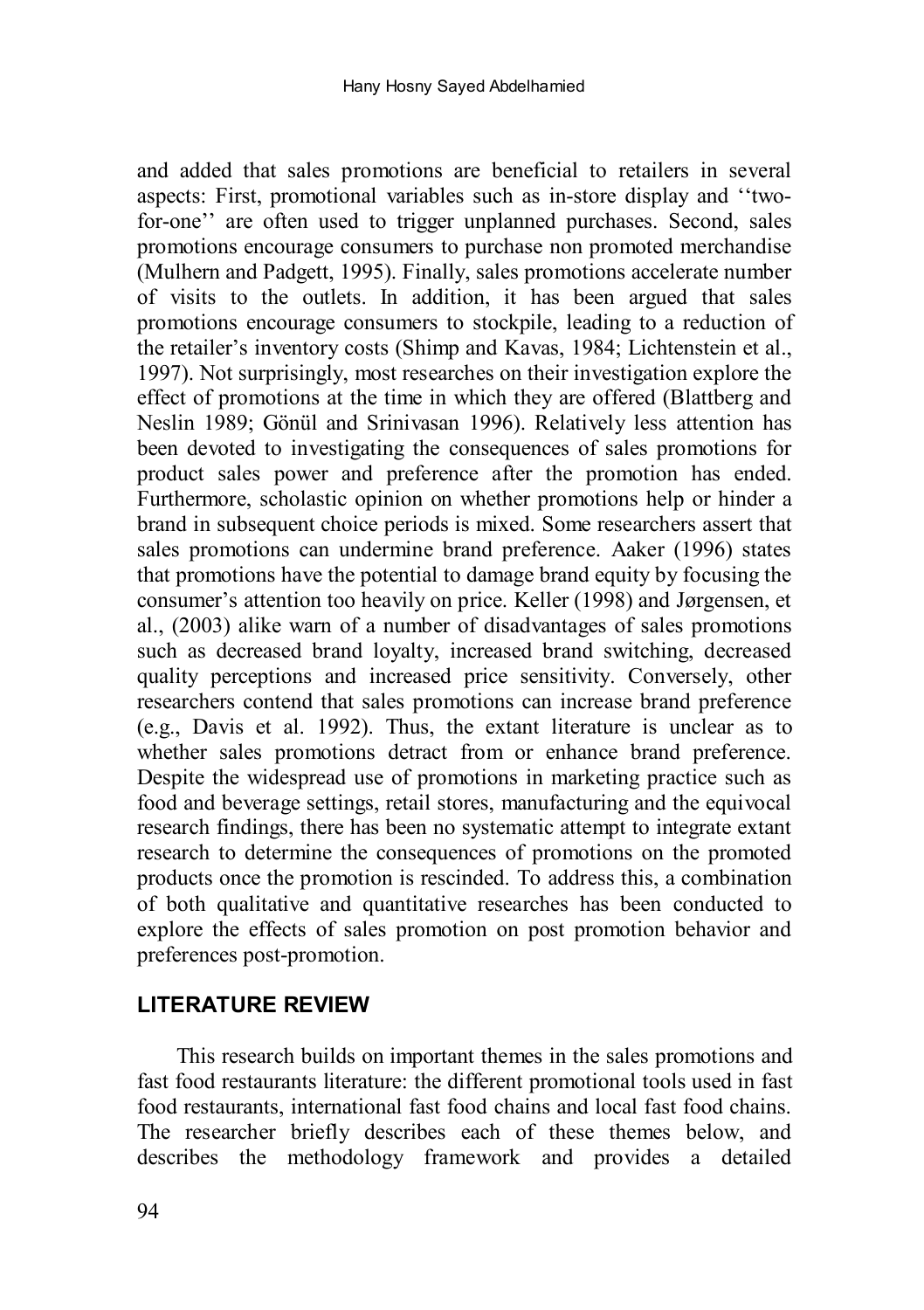and added that sales promotions are beneficial to retailers in several aspects: First, promotional variables such as in-store display and ''two-for-one'' are often used to trigger unplanned purchases. Second, sales promotions encourage consumers to purchase non promoted merchandise (Mulhern and Padgett, 1995). Finally, sales promotions accelerate number of visits to the outlets. In addition, it has been argued that sales promotions encourage consumers to stockpile, leading to a reduction of the retailer's inventory costs (Shimp and Kavas, 1984; Lichtenstein et al., 1997). Not surprisingly, most researches on their investigation explore the effect of promotions at the time in which they are offered (Blattberg and Neslin 1989; Gönül and Srinivasan 1996). Relatively less attention has been devoted to investigating the consequences of sales promotions for product sales power and preference after the promotion has ended. Furthermore, scholastic opinion on whether promotions help or hinder a brand in subsequent choice periods is mixed. Some researchers assert that sales promotions can undermine brand preference. Aaker (1996) states that promotions have the potential to damage brand equity by focusing the consumer's attention too heavily on price. Keller (1998) and Jørgensen, et al., (2003) alike warn of a number of disadvantages of sales promotions such as decreased brand loyalty, increased brand switching, decreased quality perceptions and increased price sensitivity. Conversely, other researchers contend that sales promotions can increase brand preference (e.g., Davis et al. 1992). Thus, the extant literature is unclear as to whether sales promotions detract from or enhance brand preference. Despite the widespread use of promotions in marketing practice such as food and beverage settings, retail stores, manufacturing and the equivocal research findings, there has been no systematic attempt to integrate extant research to determine the consequences of promotions on the promoted products once the promotion is rescinded. To address this, a combination of both qualitative and quantitative researches has been conducted to explore the effects of sales promotion on post promotion behavior and preferences post-promotion.

## LITERATURE REVIEW

This research builds on important themes in the sales promotions and fast food restaurants literature: the different promotional tools used in fast food restaurants, international fast food chains and local fast food chains. The researcher briefly describes each of these themes below, and describes the methodology framework and provides a detailed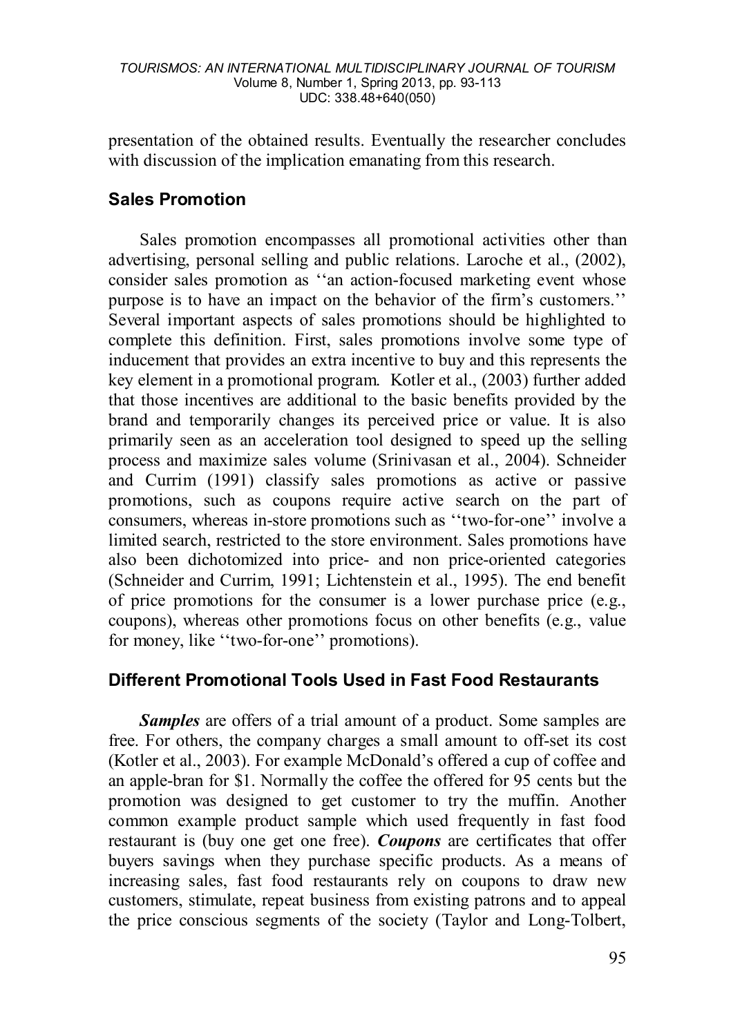presentation of the obtained results. Eventually the researcher concludes with discussion of the implication emanating from this research.

## Sales Promotion

Sales promotion encompasses all promotional activities other than advertising, personal selling and public relations. Laroche et al., (2002), consider sales promotion as ''an action-focused marketing event whose purpose is to have an impact on the behavior of the firm's customers.'' Several important aspects of sales promotions should be highlighted to complete this definition. First, sales promotions involve some type of inducement that provides an extra incentive to buy and this represents the key element in a promotional program. Kotler et al., (2003) further added that those incentives are additional to the basic benefits provided by the brand and temporarily changes its perceived price or value. It is also primarily seen as an acceleration tool designed to speed up the selling process and maximize sales volume (Srinivasan et al., 2004). Schneider and Currim (1991) classify sales promotions as active or passive promotions, such as coupons require active search on the part of consumers, whereas in-store promotions such as ''two-for-one'' involve a limited search, restricted to the store environment. Sales promotions have also been dichotomized into price- and non price-oriented categories (Schneider and Currim, 1991; Lichtenstein et al., 1995). The end benefit of price promotions for the consumer is a lower purchase price (e.g., coupons), whereas other promotions focus on other benefits (e.g., value for money, like ''two-for-one'' promotions).

## Different Promotional Tools Used in Fast Food Restaurants

***Samples*** are offers of a trial amount of a product. Some samples are free. For others, the company charges a small amount to off-set its cost (Kotler et al., 2003). For example McDonald's offered a cup of coffee and an apple-bran for $1. Normally the coffee the offered for 95 cents but the promotion was designed to get customer to try the muffin. Another common example product sample which used frequently in fast food restaurant is (buy one get one free). ***Coupons*** are certificates that offer buyers savings when they purchase specific products. As a means of increasing sales, fast food restaurants rely on coupons to draw new customers, stimulate, repeat business from existing patrons and to appeal the price conscious segments of the society (Taylor and Long-Tolbert,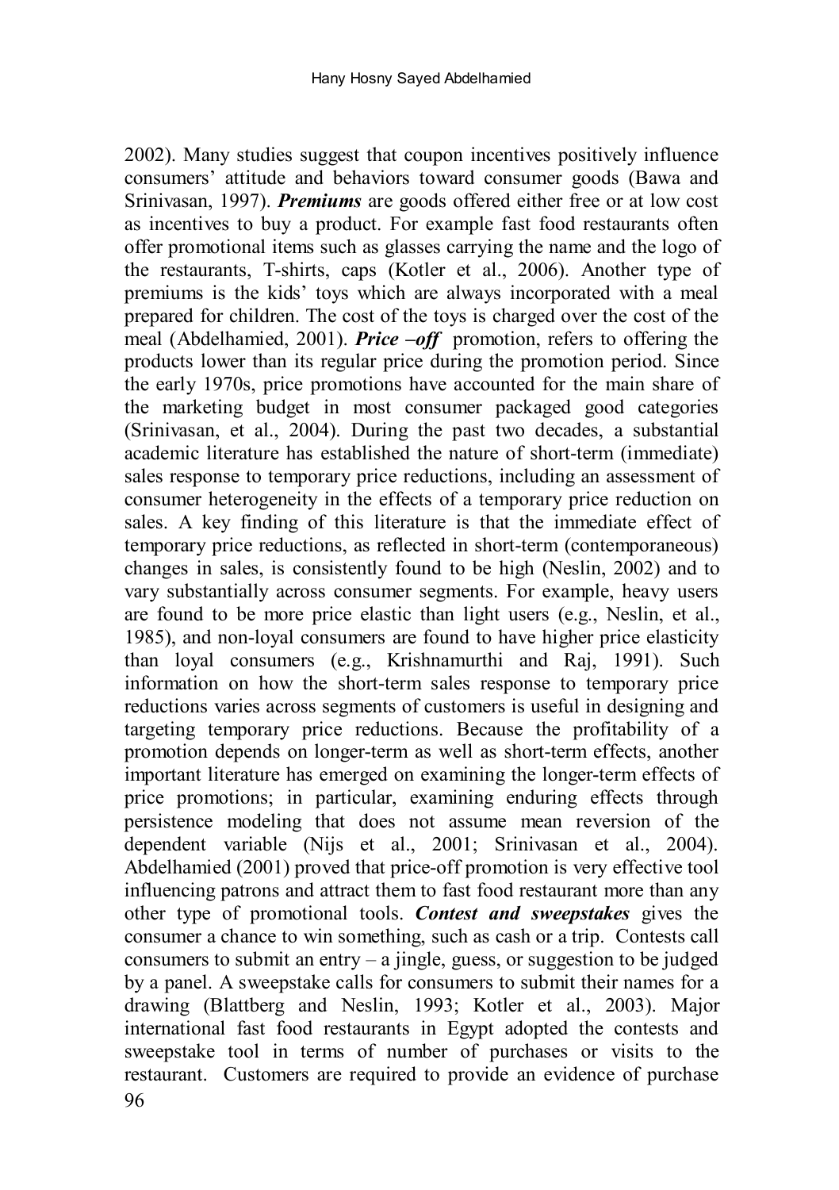2002). Many studies suggest that coupon incentives positively influence consumers' attitude and behaviors toward consumer goods (Bawa and Srinivasan, 1997). ***Premiums*** are goods offered either free or at low cost as incentives to buy a product. For example fast food restaurants often offer promotional items such as glasses carrying the name and the logo of the restaurants, T-shirts, caps (Kotler et al., 2006). Another type of premiums is the kids' toys which are always incorporated with a meal prepared for children. The cost of the toys is charged over the cost of the meal (Abdelhamied, 2001). ***Price –off*** promotion, refers to offering the products lower than its regular price during the promotion period. Since the early 1970s, price promotions have accounted for the main share of the marketing budget in most consumer packaged good categories (Srinivasan, et al., 2004). During the past two decades, a substantial academic literature has established the nature of short-term (immediate) sales response to temporary price reductions, including an assessment of consumer heterogeneity in the effects of a temporary price reduction on sales. A key finding of this literature is that the immediate effect of temporary price reductions, as reflected in short-term (contemporaneous) changes in sales, is consistently found to be high (Neslin, 2002) and to vary substantially across consumer segments. For example, heavy users are found to be more price elastic than light users (e.g., Neslin, et al., 1985), and non-loyal consumers are found to have higher price elasticity than loyal consumers (e.g., Krishnamurthi and Raj, 1991). Such information on how the short-term sales response to temporary price reductions varies across segments of customers is useful in designing and targeting temporary price reductions. Because the profitability of a promotion depends on longer-term as well as short-term effects, another important literature has emerged on examining the longer-term effects of price promotions; in particular, examining enduring effects through persistence modeling that does not assume mean reversion of the dependent variable (Nijs et al., 2001; Srinivasan et al., 2004). Abdelhamied (2001) proved that price-off promotion is very effective tool influencing patrons and attract them to fast food restaurant more than any other type of promotional tools. ***Contest and sweepstakes*** gives the consumer a chance to win something, such as cash or a trip. Contests call consumers to submit an entry – a jingle, guess, or suggestion to be judged by a panel. A sweepstake calls for consumers to submit their names for a drawing (Blattberg and Neslin, 1993; Kotler et al., 2003). Major international fast food restaurants in Egypt adopted the contests and sweepstake tool in terms of number of purchases or visits to the restaurant. Customers are required to provide an evidence of purchase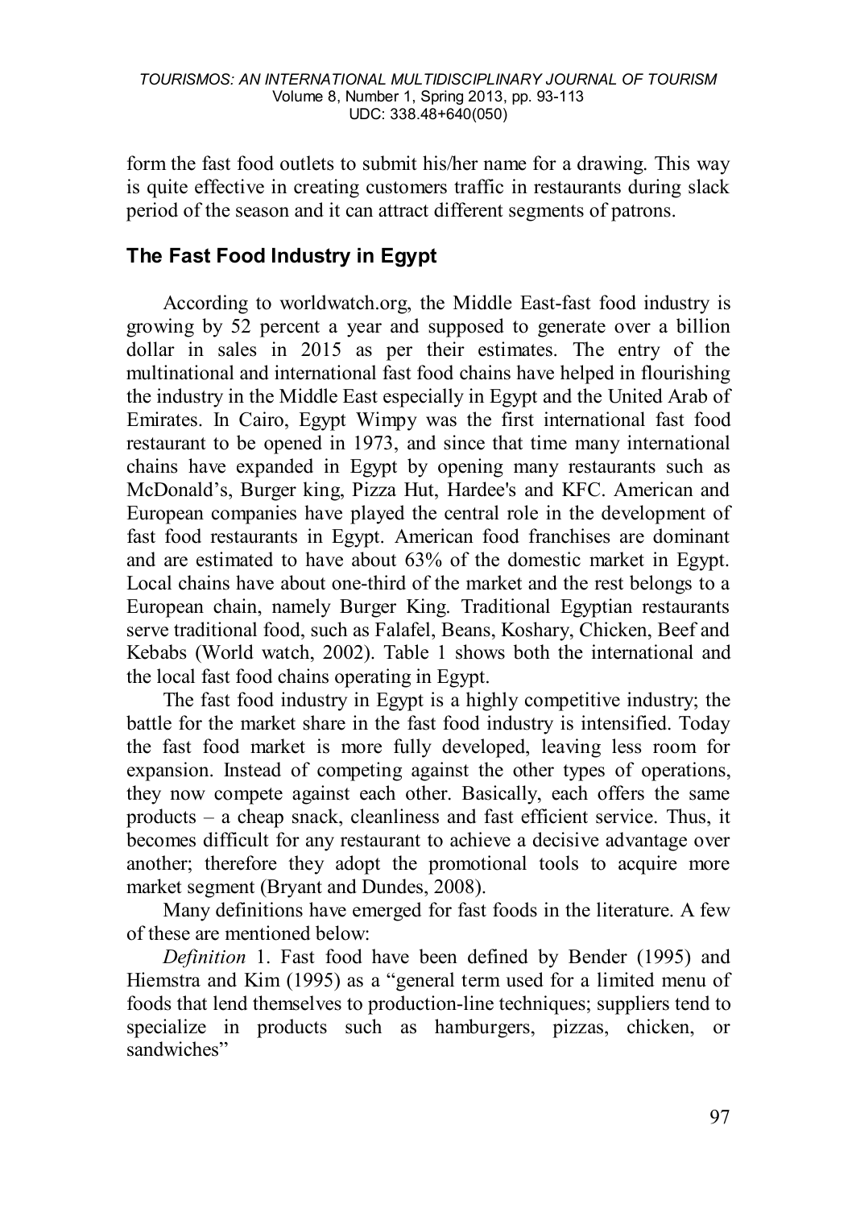form the fast food outlets to submit his/her name for a drawing. This way is quite effective in creating customers traffic in restaurants during slack period of the season and it can attract different segments of patrons.

## The Fast Food Industry in Egypt

According to worldwatch.org, the Middle East-fast food industry is growing by 52 percent a year and supposed to generate over a billion dollar in sales in 2015 as per their estimates. The entry of the multinational and international fast food chains have helped in flourishing the industry in the Middle East especially in Egypt and the United Arab of Emirates. In Cairo, Egypt Wimpy was the first international fast food restaurant to be opened in 1973, and since that time many international chains have expanded in Egypt by opening many restaurants such as McDonald's, Burger king, Pizza Hut, Hardee's and KFC. American and European companies have played the central role in the development of fast food restaurants in Egypt. American food franchises are dominant and are estimated to have about 63% of the domestic market in Egypt. Local chains have about one-third of the market and the rest belongs to a European chain, namely Burger King. Traditional Egyptian restaurants serve traditional food, such as Falafel, Beans, Koshary, Chicken, Beef and Kebabs (World watch, 2002). Table 1 shows both the international and the local fast food chains operating in Egypt.

The fast food industry in Egypt is a highly competitive industry; the battle for the market share in the fast food industry is intensified. Today the fast food market is more fully developed, leaving less room for expansion. Instead of competing against the other types of operations, they now compete against each other. Basically, each offers the same products – a cheap snack, cleanliness and fast efficient service. Thus, it becomes difficult for any restaurant to achieve a decisive advantage over another; therefore they adopt the promotional tools to acquire more market segment (Bryant and Dundes, 2008).

Many definitions have emerged for fast foods in the literature. A few of these are mentioned below:

*Definition* 1. Fast food have been defined by Bender (1995) and Hiemstra and Kim (1995) as a "general term used for a limited menu of foods that lend themselves to production-line techniques; suppliers tend to specialize in products such as hamburgers, pizzas, chicken, or sandwiches"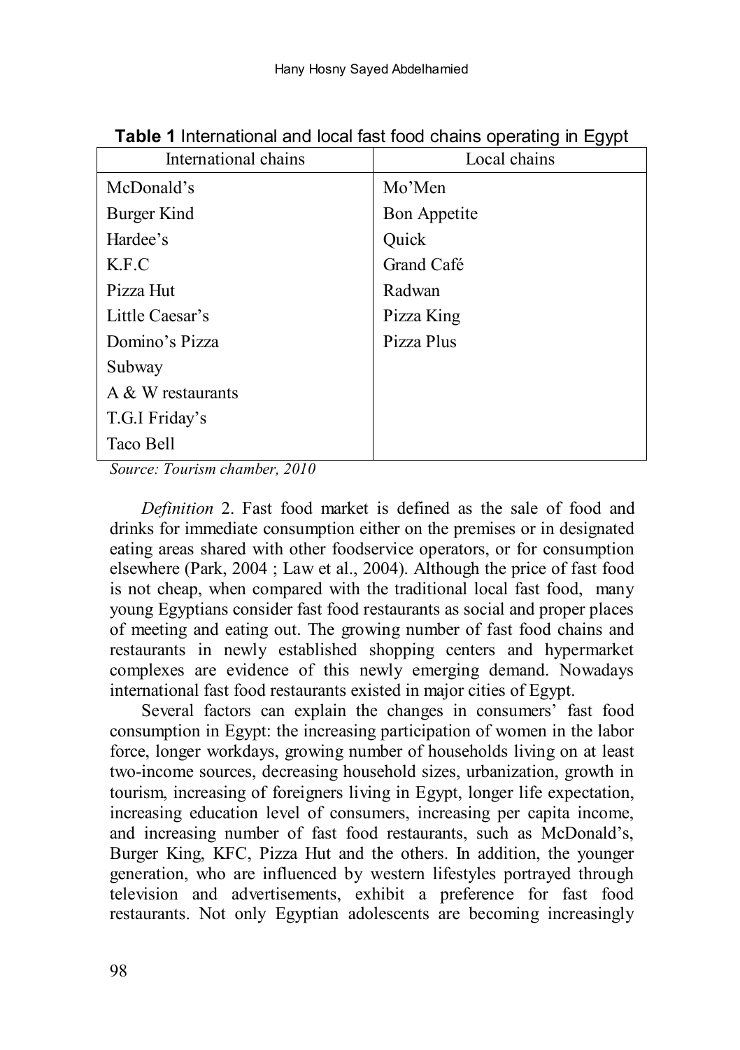**Table 1** International and local fast food chains operating in Egypt

| International chains | Local chains |
|---|---|
| McDonald's | Mo'Men |
| Burger Kind | Bon Appetite |
| Hardee's | Quick |
| K.F.C | Grand Café |
| Pizza Hut | Radwan |
| Little Caesar's | Pizza King |
| Domino's Pizza | Pizza Plus |
| Subway | |
| A & W restaurants | |
| T.G.I Friday's | |
| Taco Bell | |

*Source: Tourism chamber, 2010*

*Definition* 2. Fast food market is defined as the sale of food and drinks for immediate consumption either on the premises or in designated eating areas shared with other foodservice operators, or for consumption elsewhere (Park, 2004 ; Law et al., 2004). Although the price of fast food is not cheap, when compared with the traditional local fast food, many young Egyptians consider fast food restaurants as social and proper places of meeting and eating out. The growing number of fast food chains and restaurants in newly established shopping centers and hypermarket complexes are evidence of this newly emerging demand. Nowadays international fast food restaurants existed in major cities of Egypt.

Several factors can explain the changes in consumers' fast food consumption in Egypt: the increasing participation of women in the labor force, longer workdays, growing number of households living on at least two-income sources, decreasing household sizes, urbanization, growth in tourism, increasing of foreigners living in Egypt, longer life expectation, increasing education level of consumers, increasing per capita income, and increasing number of fast food restaurants, such as McDonald's, Burger King, KFC, Pizza Hut and the others. In addition, the younger generation, who are influenced by western lifestyles portrayed through television and advertisements, exhibit a preference for fast food restaurants. Not only Egyptian adolescents are becoming increasingly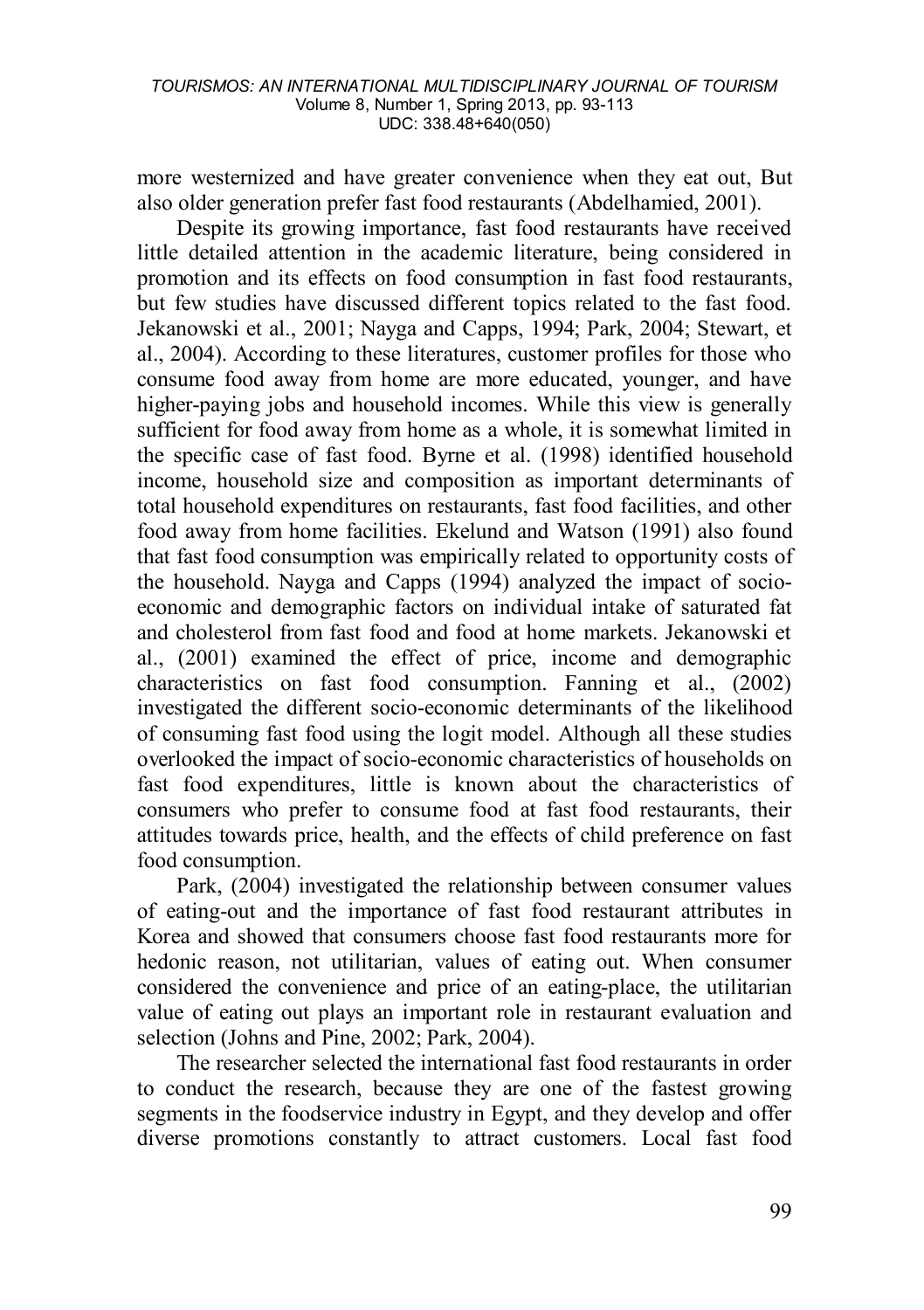more westernized and have greater convenience when they eat out, But also older generation prefer fast food restaurants (Abdelhamied, 2001).

Despite its growing importance, fast food restaurants have received little detailed attention in the academic literature, being considered in promotion and its effects on food consumption in fast food restaurants, but few studies have discussed different topics related to the fast food. Jekanowski et al., 2001; Nayga and Capps, 1994; Park, 2004; Stewart, et al., 2004). According to these literatures, customer profiles for those who consume food away from home are more educated, younger, and have higher-paying jobs and household incomes. While this view is generally sufficient for food away from home as a whole, it is somewhat limited in the specific case of fast food. Byrne et al. (1998) identified household income, household size and composition as important determinants of total household expenditures on restaurants, fast food facilities, and other food away from home facilities. Ekelund and Watson (1991) also found that fast food consumption was empirically related to opportunity costs of the household. Nayga and Capps (1994) analyzed the impact of socio-economic and demographic factors on individual intake of saturated fat and cholesterol from fast food and food at home markets. Jekanowski et al., (2001) examined the effect of price, income and demographic characteristics on fast food consumption. Fanning et al., (2002) investigated the different socio-economic determinants of the likelihood of consuming fast food using the logit model. Although all these studies overlooked the impact of socio-economic characteristics of households on fast food expenditures, little is known about the characteristics of consumers who prefer to consume food at fast food restaurants, their attitudes towards price, health, and the effects of child preference on fast food consumption.

Park, (2004) investigated the relationship between consumer values of eating-out and the importance of fast food restaurant attributes in Korea and showed that consumers choose fast food restaurants more for hedonic reason, not utilitarian, values of eating out. When consumer considered the convenience and price of an eating-place, the utilitarian value of eating out plays an important role in restaurant evaluation and selection (Johns and Pine, 2002; Park, 2004).

The researcher selected the international fast food restaurants in order to conduct the research, because they are one of the fastest growing segments in the foodservice industry in Egypt, and they develop and offer diverse promotions constantly to attract customers. Local fast food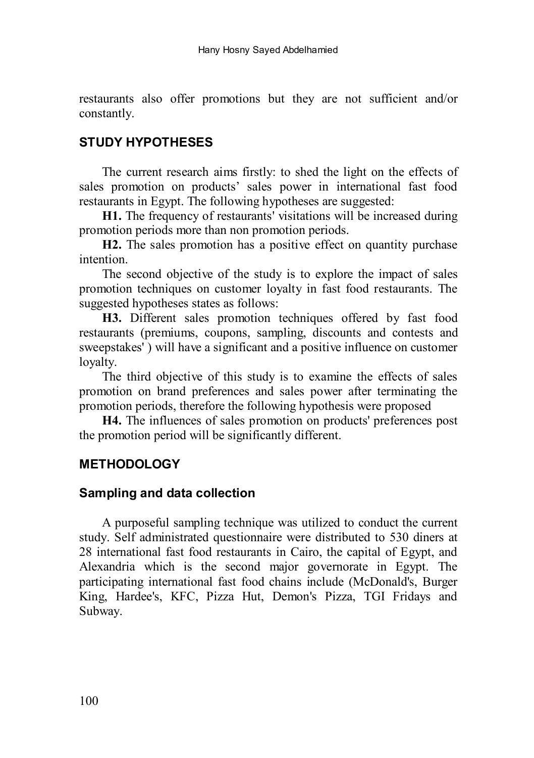restaurants also offer promotions but they are not sufficient and/or constantly.

## STUDY HYPOTHESES

The current research aims firstly: to shed the light on the effects of sales promotion on products' sales power in international fast food restaurants in Egypt. The following hypotheses are suggested:

**H1.** The frequency of restaurants' visitations will be increased during promotion periods more than non promotion periods.

**H2.** The sales promotion has a positive effect on quantity purchase intention.

The second objective of the study is to explore the impact of sales promotion techniques on customer loyalty in fast food restaurants. The suggested hypotheses states as follows:

**H3.** Different sales promotion techniques offered by fast food restaurants (premiums, coupons, sampling, discounts and contests and sweepstakes' ) will have a significant and a positive influence on customer loyalty.

The third objective of this study is to examine the effects of sales promotion on brand preferences and sales power after terminating the promotion periods, therefore the following hypothesis were proposed

**H4.** The influences of sales promotion on products' preferences post the promotion period will be significantly different.

## METHODOLOGY

### Sampling and data collection

A purposeful sampling technique was utilized to conduct the current study. Self administrated questionnaire were distributed to 530 diners at 28 international fast food restaurants in Cairo, the capital of Egypt, and Alexandria which is the second major governorate in Egypt. The participating international fast food chains include (McDonald's, Burger King, Hardee's, KFC, Pizza Hut, Demon's Pizza, TGI Fridays and Subway.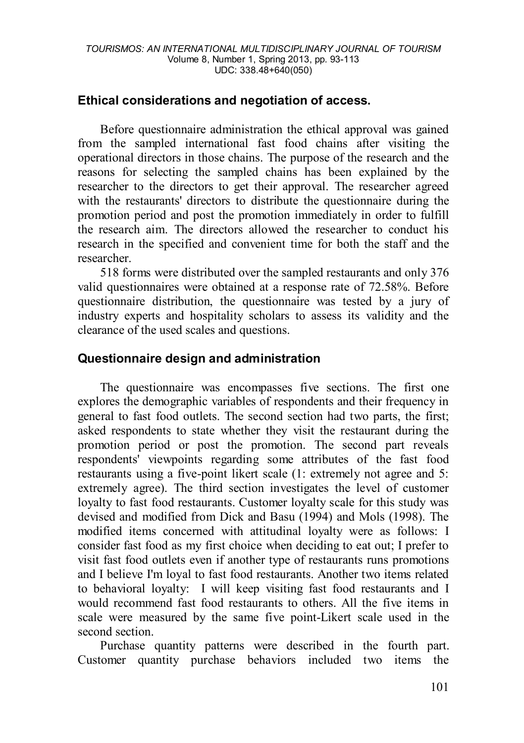## Ethical considerations and negotiation of access.

Before questionnaire administration the ethical approval was gained from the sampled international fast food chains after visiting the operational directors in those chains. The purpose of the research and the reasons for selecting the sampled chains has been explained by the researcher to the directors to get their approval. The researcher agreed with the restaurants' directors to distribute the questionnaire during the promotion period and post the promotion immediately in order to fulfill the research aim. The directors allowed the researcher to conduct his research in the specified and convenient time for both the staff and the researcher.

518 forms were distributed over the sampled restaurants and only 376 valid questionnaires were obtained at a response rate of 72.58%. Before questionnaire distribution, the questionnaire was tested by a jury of industry experts and hospitality scholars to assess its validity and the clearance of the used scales and questions.

## Questionnaire design and administration

The questionnaire was encompasses five sections. The first one explores the demographic variables of respondents and their frequency in general to fast food outlets. The second section had two parts, the first; asked respondents to state whether they visit the restaurant during the promotion period or post the promotion. The second part reveals respondents' viewpoints regarding some attributes of the fast food restaurants using a five-point likert scale (1: extremely not agree and 5: extremely agree). The third section investigates the level of customer loyalty to fast food restaurants. Customer loyalty scale for this study was devised and modified from Dick and Basu (1994) and Mols (1998). The modified items concerned with attitudinal loyalty were as follows: I consider fast food as my first choice when deciding to eat out; I prefer to visit fast food outlets even if another type of restaurants runs promotions and I believe I'm loyal to fast food restaurants. Another two items related to behavioral loyalty: I will keep visiting fast food restaurants and I would recommend fast food restaurants to others. All the five items in scale were measured by the same five point-Likert scale used in the second section.

Purchase quantity patterns were described in the fourth part. Customer quantity purchase behaviors included two items the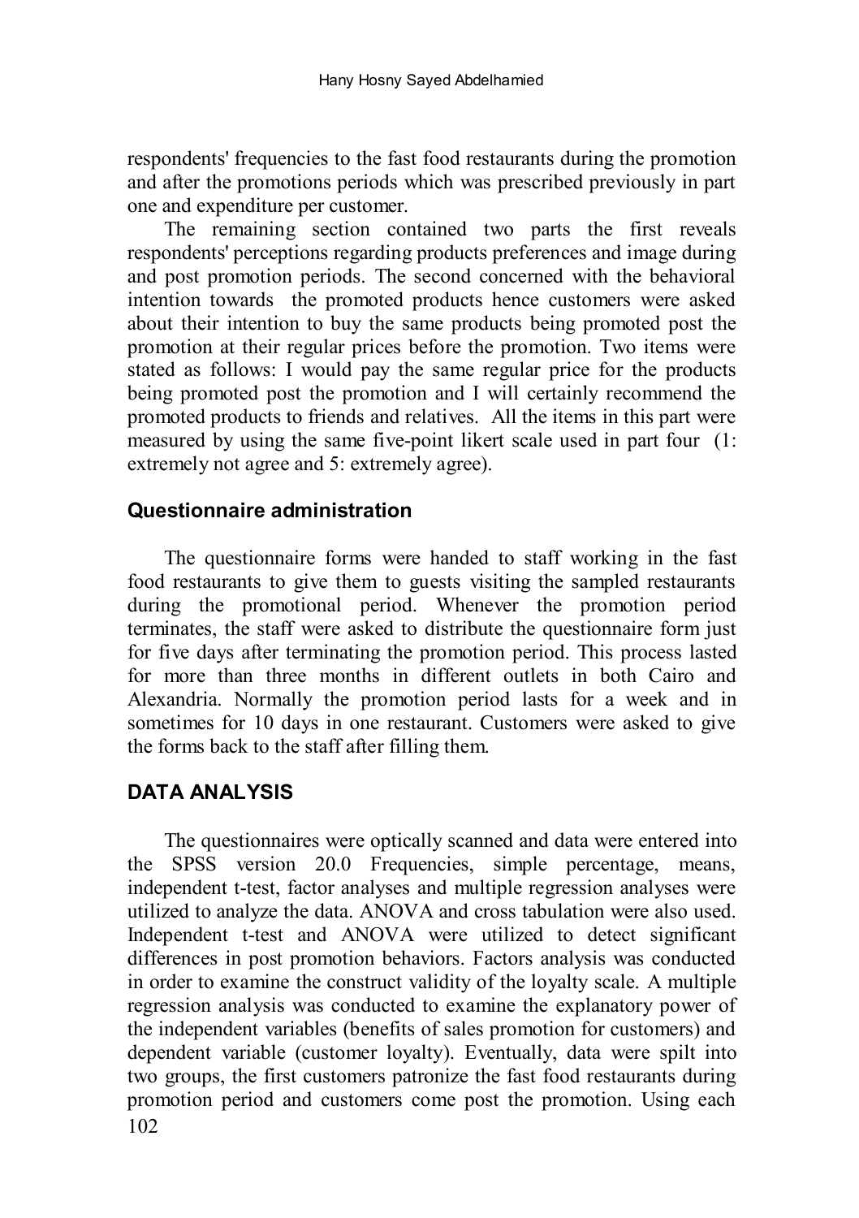respondents' frequencies to the fast food restaurants during the promotion and after the promotions periods which was prescribed previously in part one and expenditure per customer.

The remaining section contained two parts the first reveals respondents' perceptions regarding products preferences and image during and post promotion periods. The second concerned with the behavioral intention towards the promoted products hence customers were asked about their intention to buy the same products being promoted post the promotion at their regular prices before the promotion. Two items were stated as follows: I would pay the same regular price for the products being promoted post the promotion and I will certainly recommend the promoted products to friends and relatives. All the items in this part were measured by using the same five-point likert scale used in part four (1: extremely not agree and 5: extremely agree).

## Questionnaire administration

The questionnaire forms were handed to staff working in the fast food restaurants to give them to guests visiting the sampled restaurants during the promotional period. Whenever the promotion period terminates, the staff were asked to distribute the questionnaire form just for five days after terminating the promotion period. This process lasted for more than three months in different outlets in both Cairo and Alexandria. Normally the promotion period lasts for a week and in sometimes for 10 days in one restaurant. Customers were asked to give the forms back to the staff after filling them.

## DATA ANALYSIS

The questionnaires were optically scanned and data were entered into the SPSS version 20.0 Frequencies, simple percentage, means, independent t-test, factor analyses and multiple regression analyses were utilized to analyze the data. ANOVA and cross tabulation were also used. Independent t-test and ANOVA were utilized to detect significant differences in post promotion behaviors. Factors analysis was conducted in order to examine the construct validity of the loyalty scale. A multiple regression analysis was conducted to examine the explanatory power of the independent variables (benefits of sales promotion for customers) and dependent variable (customer loyalty). Eventually, data were spilt into two groups, the first customers patronize the fast food restaurants during promotion period and customers come post the promotion. Using each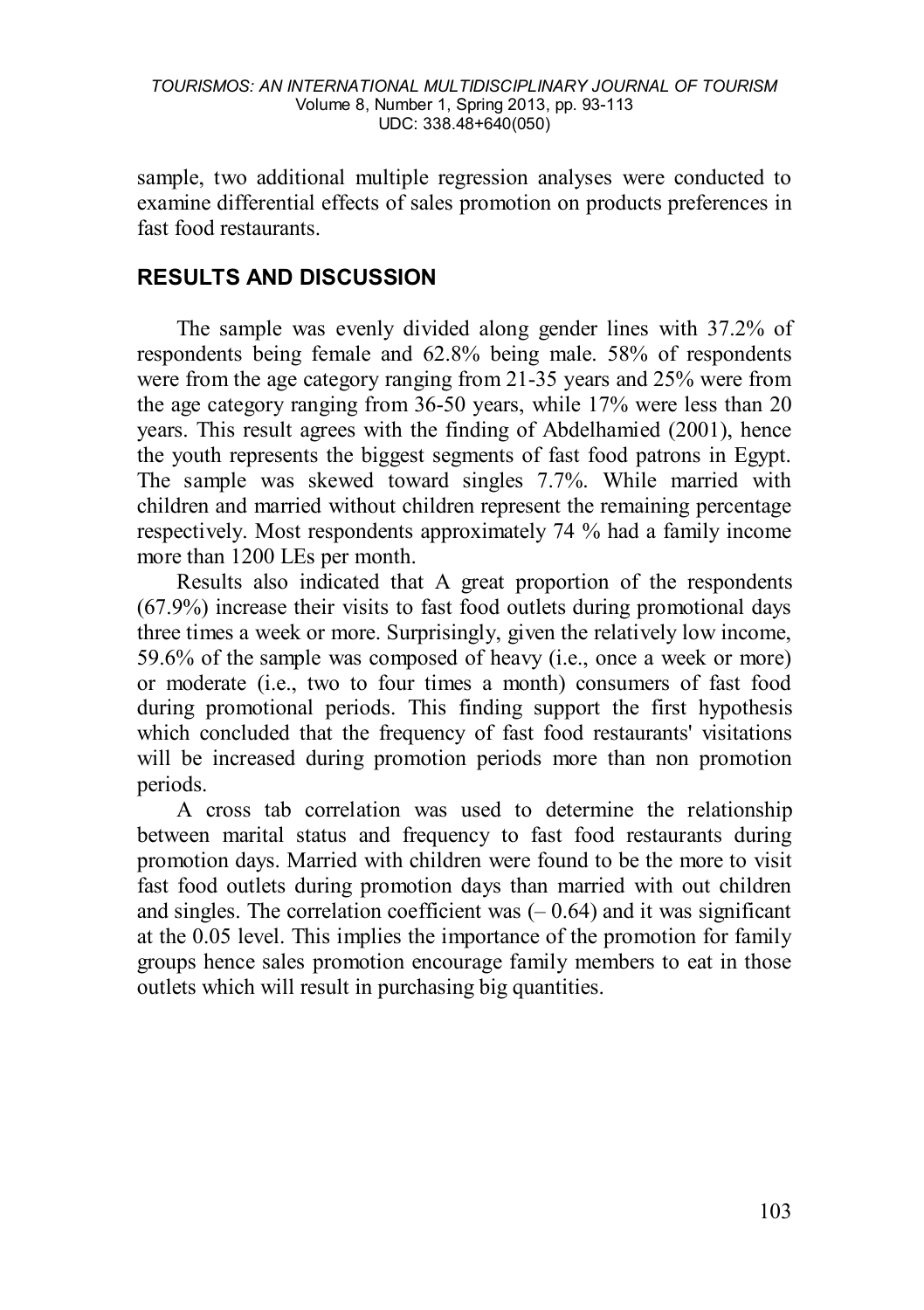sample, two additional multiple regression analyses were conducted to examine differential effects of sales promotion on products preferences in fast food restaurants.

## RESULTS AND DISCUSSION

The sample was evenly divided along gender lines with 37.2% of respondents being female and 62.8% being male. 58% of respondents were from the age category ranging from 21-35 years and 25% were from the age category ranging from 36-50 years, while 17% were less than 20 years. This result agrees with the finding of Abdelhamied (2001), hence the youth represents the biggest segments of fast food patrons in Egypt. The sample was skewed toward singles 7.7%. While married with children and married without children represent the remaining percentage respectively. Most respondents approximately 74 % had a family income more than 1200 LEs per month.

Results also indicated that A great proportion of the respondents (67.9%) increase their visits to fast food outlets during promotional days three times a week or more. Surprisingly, given the relatively low income, 59.6% of the sample was composed of heavy (i.e., once a week or more) or moderate (i.e., two to four times a month) consumers of fast food during promotional periods. This finding support the first hypothesis which concluded that the frequency of fast food restaurants' visitations will be increased during promotion periods more than non promotion periods.

A cross tab correlation was used to determine the relationship between marital status and frequency to fast food restaurants during promotion days. Married with children were found to be the more to visit fast food outlets during promotion days than married with out children and singles. The correlation coefficient was (– 0.64) and it was significant at the 0.05 level. This implies the importance of the promotion for family groups hence sales promotion encourage family members to eat in those outlets which will result in purchasing big quantities.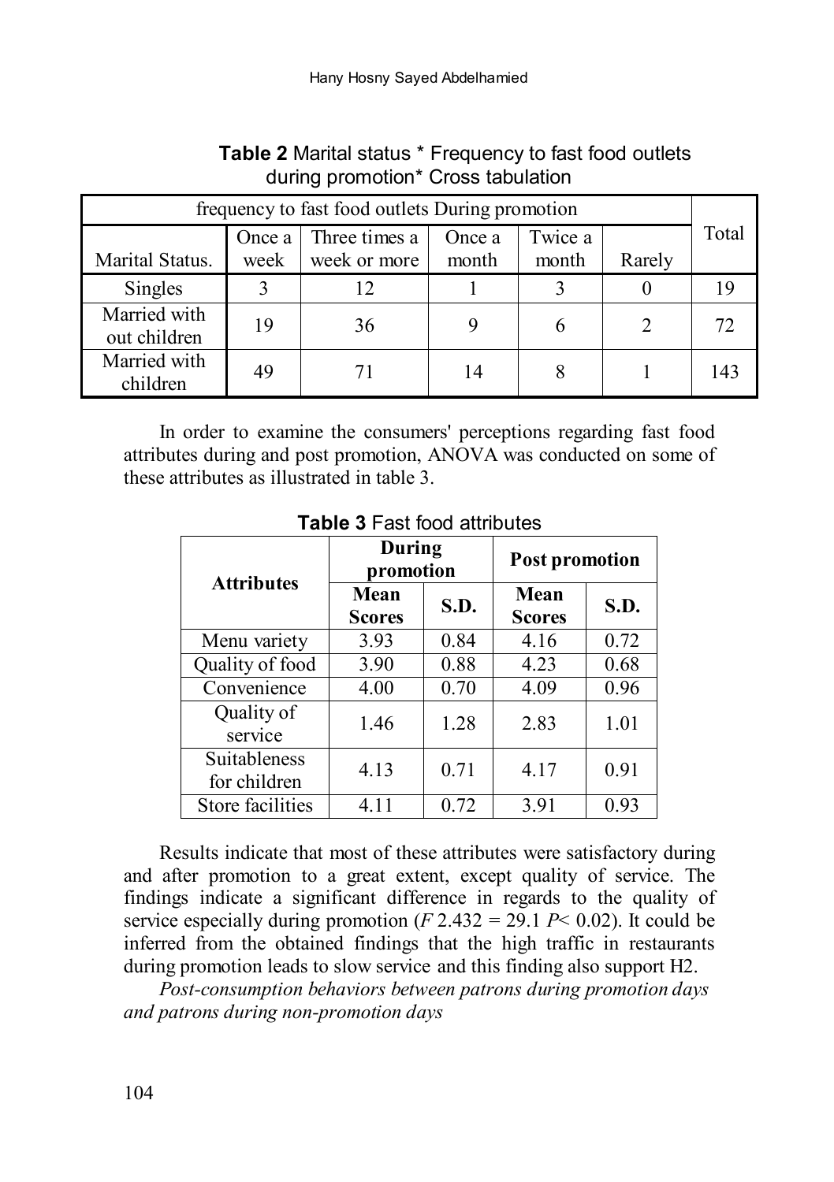**Table 2** Marital status * Frequency to fast food outlets during promotion* Cross tabulation

| | frequency to fast food outlets During promotion | | | | | Total |
|---|---|---|---|---|---|---|
| Marital Status. | Once a week | Three times a week or more | Once a month | Twice a month | Rarely | |
| Singles | 3 | 12 | 1 | 3 | 0 | 19 |
| Married with out children | 19 | 36 | 9 | 6 | 2 | 72 |
| Married with children | 49 | 71 | 14 | 8 | 1 | 143 |

In order to examine the consumers' perceptions regarding fast food attributes during and post promotion, ANOVA was conducted on some of these attributes as illustrated in table 3.

**Table 3** Fast food attributes

| Attributes | During promotion | | Post promotion | |
|---|---|---|---|---|
| | Mean Scores | S.D. | Mean Scores | S.D. |
| Menu variety | 3.93 | 0.84 | 4.16 | 0.72 |
| Quality of food | 3.90 | 0.88 | 4.23 | 0.68 |
| Convenience | 4.00 | 0.70 | 4.09 | 0.96 |
| Quality of service | 1.46 | 1.28 | 2.83 | 1.01 |
| Suitableness for children | 4.13 | 0.71 | 4.17 | 0.91 |
| Store facilities | 4.11 | 0.72 | 3.91 | 0.93 |

Results indicate that most of these attributes were satisfactory during and after promotion to a great extent, except quality of service. The findings indicate a significant difference in regards to the quality of service especially during promotion ($F$ 2.432 = 29.1 $P$< 0.02). It could be inferred from the obtained findings that the high traffic in restaurants during promotion leads to slow service and this finding also support H2.

*Post-consumption behaviors between patrons during promotion days and patrons during non-promotion days*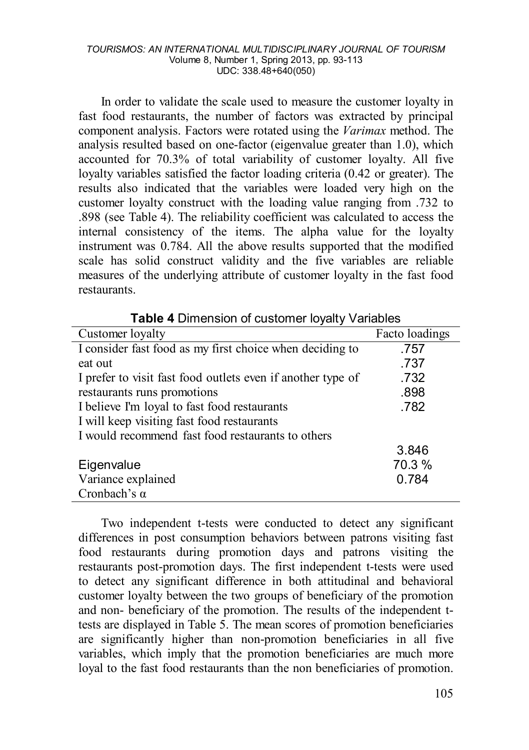In order to validate the scale used to measure the customer loyalty in fast food restaurants, the number of factors was extracted by principal component analysis. Factors were rotated using the *Varimax* method. The analysis resulted based on one-factor (eigenvalue greater than 1.0), which accounted for 70.3% of total variability of customer loyalty. All five loyalty variables satisfied the factor loading criteria (0.42 or greater). The results also indicated that the variables were loaded very high on the customer loyalty construct with the loading value ranging from .732 to .898 (see Table 4). The reliability coefficient was calculated to access the internal consistency of the items. The alpha value for the loyalty instrument was 0.784. All the above results supported that the modified scale has solid construct validity and the five variables are reliable measures of the underlying attribute of customer loyalty in the fast food restaurants.

**Table 4** Dimension of customer loyalty Variables

| Customer loyalty | Facto loadings |
|---|---|
| I consider fast food as my first choice when deciding to eat out | .757 |
| I prefer to visit fast food outlets even if another type of restaurants runs promotions | .737 |
| I believe I'm loyal to fast food restaurants | .732 |
| I will keep visiting fast food restaurants | .898 |
| I would recommend fast food restaurants to others | .782 |
| Eigenvalue | 3.846 |
| Variance explained | 70.3 % |
| Cronbach's α | 0.784 |

Two independent t-tests were conducted to detect any significant differences in post consumption behaviors between patrons visiting fast food restaurants during promotion days and patrons visiting the restaurants post-promotion days. The first independent t-tests were used to detect any significant difference in both attitudinal and behavioral customer loyalty between the two groups of beneficiary of the promotion and non- beneficiary of the promotion. The results of the independent t-tests are displayed in Table 5. The mean scores of promotion beneficiaries are significantly higher than non-promotion beneficiaries in all five variables, which imply that the promotion beneficiaries are much more loyal to the fast food restaurants than the non beneficiaries of promotion.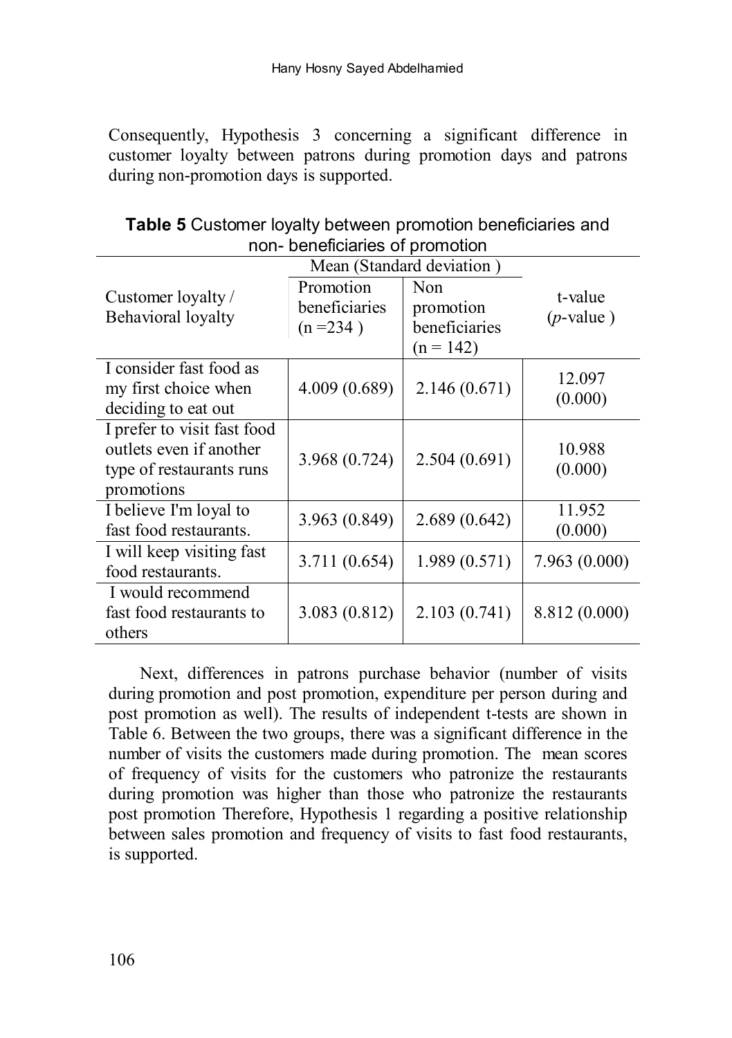Consequently, Hypothesis 3 concerning a significant difference in customer loyalty between patrons during promotion days and patrons during non-promotion days is supported.

**Table 5** Customer loyalty between promotion beneficiaries and non- beneficiaries of promotion

| Customer loyalty / Behavioral loyalty | Mean (Standard deviation ) | | t-value (*p*-value ) |
|---|---|---|---|
| | Promotion beneficiaries (n =234 ) | Non promotion beneficiaries (n = 142) | |
| I consider fast food as my first choice when deciding to eat out | 4.009 (0.689) | 2.146 (0.671) | 12.097 (0.000) |
| I prefer to visit fast food outlets even if another type of restaurants runs promotions | 3.968 (0.724) | 2.504 (0.691) | 10.988 (0.000) |
| I believe I'm loyal to fast food restaurants. | 3.963 (0.849) | 2.689 (0.642) | 11.952 (0.000) |
| I will keep visiting fast food restaurants. | 3.711 (0.654) | 1.989 (0.571) | 7.963 (0.000) |
| I would recommend fast food restaurants to others | 3.083 (0.812) | 2.103 (0.741) | 8.812 (0.000) |

Next, differences in patrons purchase behavior (number of visits during promotion and post promotion, expenditure per person during and post promotion as well). The results of independent t-tests are shown in Table 6. Between the two groups, there was a significant difference in the number of visits the customers made during promotion. The mean scores of frequency of visits for the customers who patronize the restaurants during promotion was higher than those who patronize the restaurants post promotion Therefore, Hypothesis 1 regarding a positive relationship between sales promotion and frequency of visits to fast food restaurants, is supported.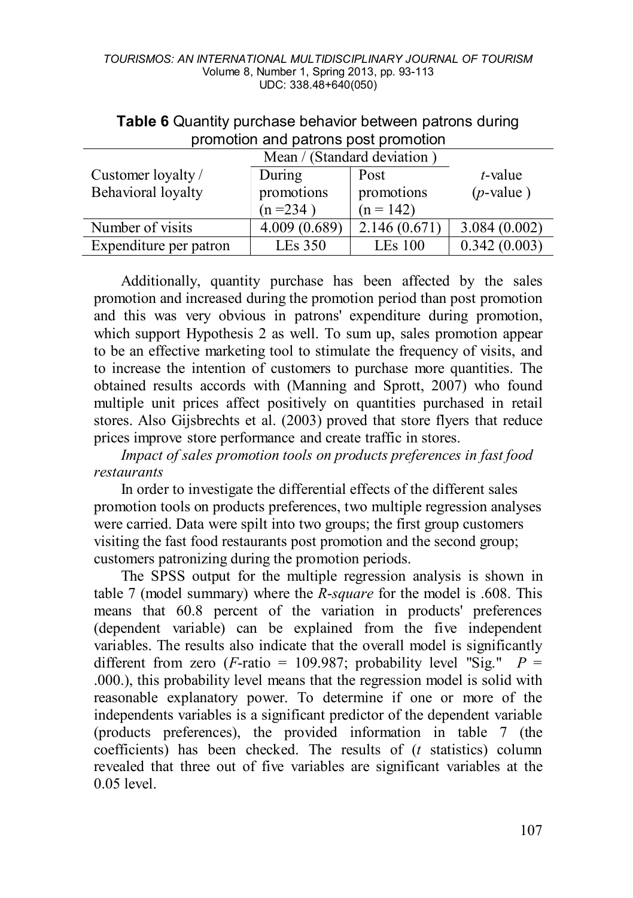**Table 6** Quantity purchase behavior between patrons during promotion and patrons post promotion

| Customer loyalty / Behavioral loyalty | Mean / (Standard deviation ) | | *t*-value (*p*-value ) |
|---|---|---|---|
| | During promotions (n =234 ) | Post promotions (n = 142) | |
| Number of visits | 4.009 (0.689) | 2.146 (0.671) | 3.084 (0.002) |
| Expenditure per patron | LEs 350 | LEs 100 | 0.342 (0.003) |

Additionally, quantity purchase has been affected by the sales promotion and increased during the promotion period than post promotion and this was very obvious in patrons' expenditure during promotion, which support Hypothesis 2 as well. To sum up, sales promotion appear to be an effective marketing tool to stimulate the frequency of visits, and to increase the intention of customers to purchase more quantities. The obtained results accords with (Manning and Sprott, 2007) who found multiple unit prices affect positively on quantities purchased in retail stores. Also Gijsbrechts et al. (2003) proved that store flyers that reduce prices improve store performance and create traffic in stores.

*Impact of sales promotion tools on products preferences in fast food restaurants*

In order to investigate the differential effects of the different sales promotion tools on products preferences, two multiple regression analyses were carried. Data were spilt into two groups; the first group customers visiting the fast food restaurants post promotion and the second group; customers patronizing during the promotion periods.

The SPSS output for the multiple regression analysis is shown in table 7 (model summary) where the *R-square* for the model is .608. This means that 60.8 percent of the variation in products' preferences (dependent variable) can be explained from the five independent variables. The results also indicate that the overall model is significantly different from zero (*F*-ratio = 109.987; probability level "Sig." $P$ = .000.), this probability level means that the regression model is solid with reasonable explanatory power. To determine if one or more of the independents variables is a significant predictor of the dependent variable (products preferences), the provided information in table 7 (the coefficients) has been checked. The results of ($t$ statistics) column revealed that three out of five variables are significant variables at the 0.05 level.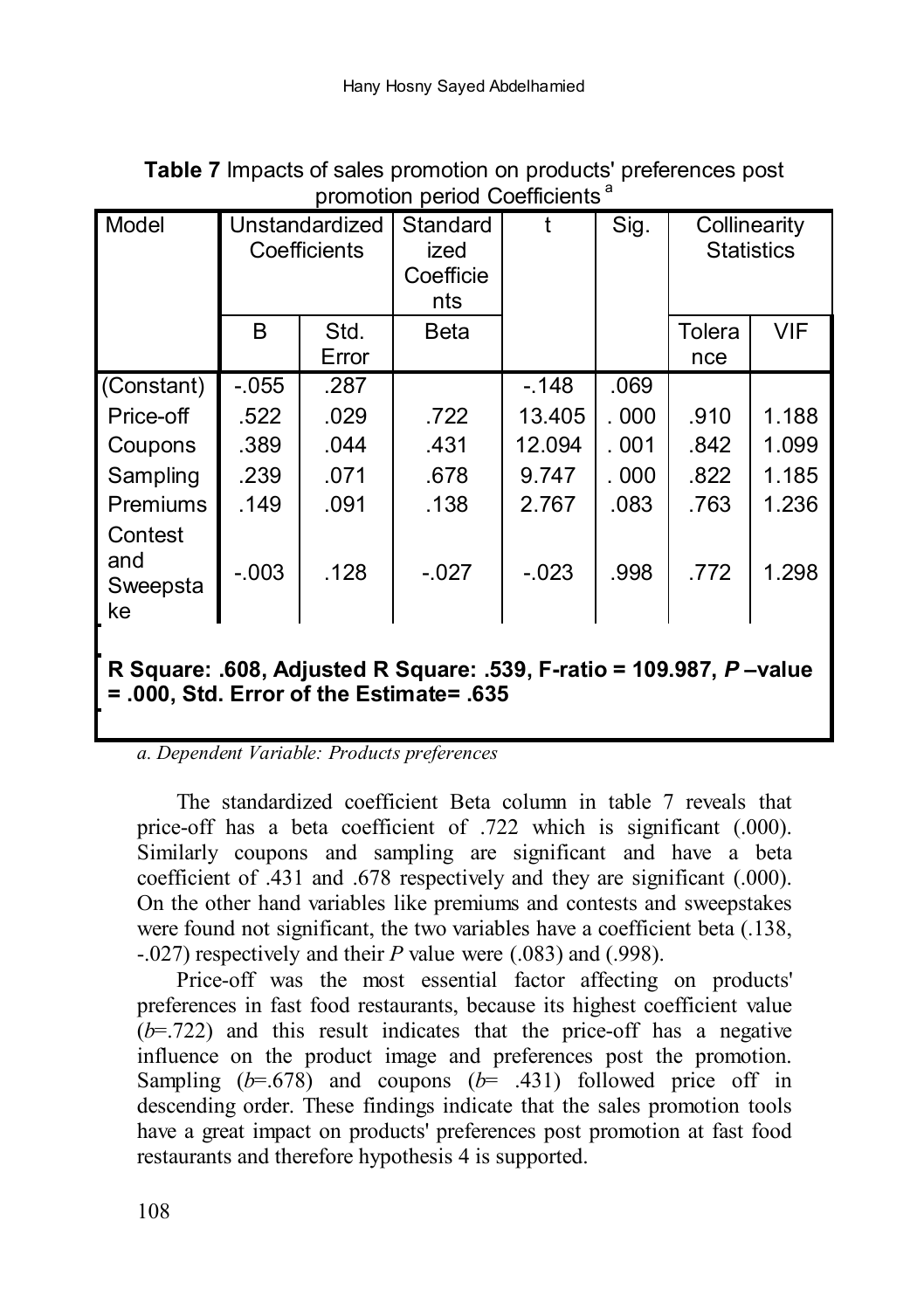**Table 7** Impacts of sales promotion on products' preferences post promotion period Coefficients [a]

| Model | Unstandardized Coefficients | | Standardized Coefficients | t | Sig. | Collinearity Statistics | |
|---|---|---|---|---|---|---|---|
| | B | Std. Error | Beta | | | Tolerance | VIF |
| (Constant) | -.055 | .287 | | -.148 | .069 | | |
| Price-off | .522 | .029 | .722 | 13.405 | . 000 | .910 | 1.188 |
| Coupons | .389 | .044 | .431 | 12.094 | . 001 | .842 | 1.099 |
| Sampling | .239 | .071 | .678 | 9.747 | . 000 | .822 | 1.185 |
| Premiums | .149 | .091 | .138 | 2.767 | .083 | .763 | 1.236 |
| Contest and Sweepstake | -.003 | .128 | -.027 | -.023 | .998 | .772 | 1.298 |

**R Square: .608, Adjusted R Square: .539, F-ratio = 109.987, *P* –value = .000, Std. Error of the Estimate= .635**

*a. Dependent Variable: Products preferences*

The standardized coefficient Beta column in table 7 reveals that price-off has a beta coefficient of .722 which is significant (.000). Similarly coupons and sampling are significant and have a beta coefficient of .431 and .678 respectively and they are significant (.000). On the other hand variables like premiums and contests and sweepstakes were found not significant, the two variables have a coefficient beta (.138, -.027) respectively and their *P* value were (.083) and (.998).

Price-off was the most essential factor affecting on products' preferences in fast food restaurants, because its highest coefficient value ($b$=.722) and this result indicates that the price-off has a negative influence on the product image and preferences post the promotion. Sampling ($b$=.678) and coupons ($b$= .431) followed price off in descending order. These findings indicate that the sales promotion tools have a great impact on products' preferences post promotion at fast food restaurants and therefore hypothesis 4 is supported.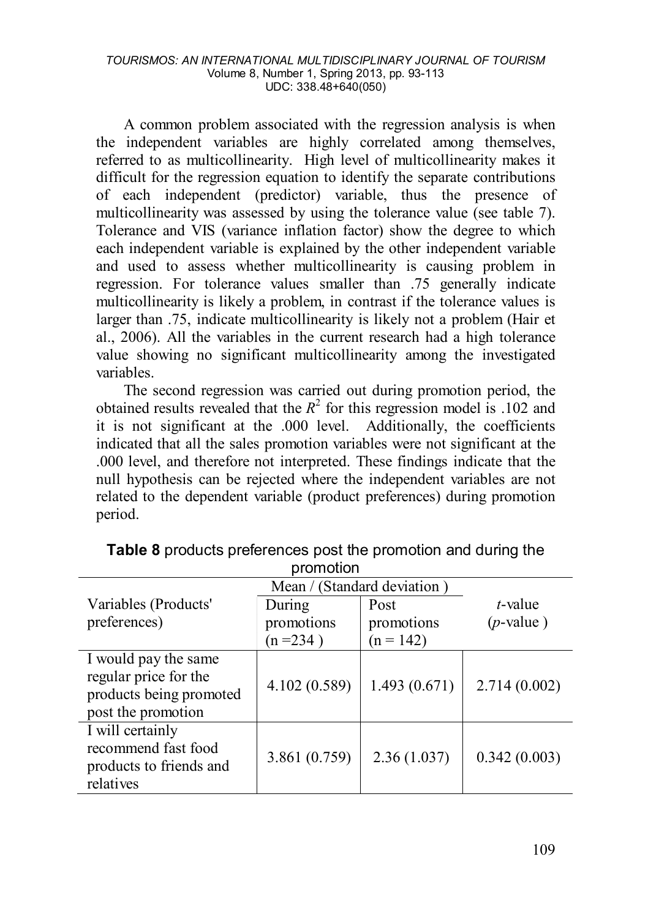A common problem associated with the regression analysis is when the independent variables are highly correlated among themselves, referred to as multicollinearity. High level of multicollinearity makes it difficult for the regression equation to identify the separate contributions of each independent (predictor) variable, thus the presence of multicollinearity was assessed by using the tolerance value (see table 7). Tolerance and VIS (variance inflation factor) show the degree to which each independent variable is explained by the other independent variable and used to assess whether multicollinearity is causing problem in regression. For tolerance values smaller than .75 generally indicate multicollinearity is likely a problem, in contrast if the tolerance values is larger than .75, indicate multicollinearity is likely not a problem (Hair et al., 2006). All the variables in the current research had a high tolerance value showing no significant multicollinearity among the investigated variables.

The second regression was carried out during promotion period, the obtained results revealed that the $R^2$ for this regression model is .102 and it is not significant at the .000 level. Additionally, the coefficients indicated that all the sales promotion variables were not significant at the .000 level, and therefore not interpreted. These findings indicate that the null hypothesis can be rejected where the independent variables are not related to the dependent variable (product preferences) during promotion period.

**Table 8** products preferences post the promotion and during the promotion

| Variables (Products' preferences) | Mean / (Standard deviation ) | | $t$-value ($p$-value ) |
|---|---|---|---|
| | During promotions (n =234 ) | Post promotions (n = 142) | |
| I would pay the same regular price for the products being promoted post the promotion | 4.102 (0.589) | 1.493 (0.671) | 2.714 (0.002) |
| I will certainly recommend fast food products to friends and relatives | 3.861 (0.759) | 2.36 (1.037) | 0.342 (0.003) |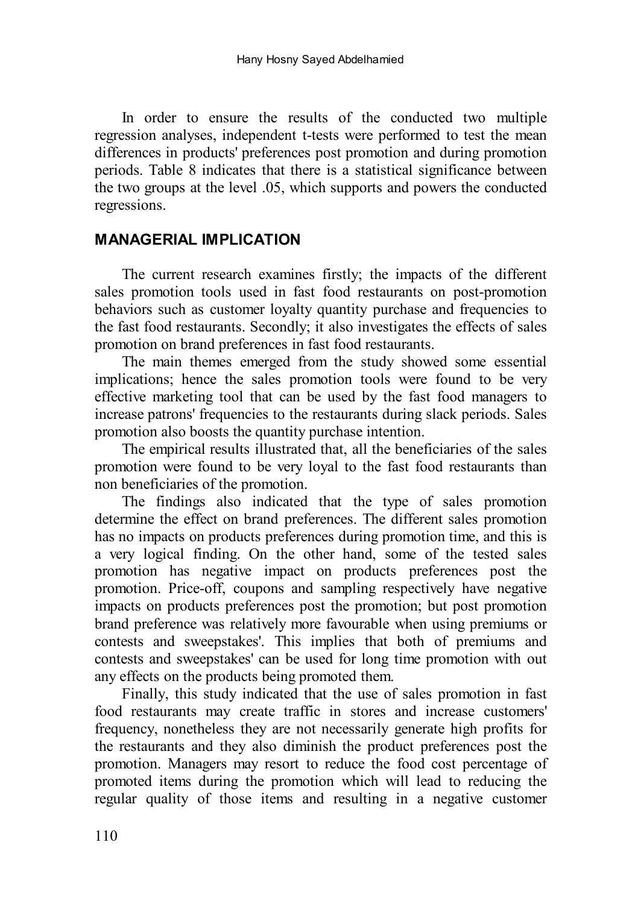In order to ensure the results of the conducted two multiple regression analyses, independent t-tests were performed to test the mean differences in products' preferences post promotion and during promotion periods. Table 8 indicates that there is a statistical significance between the two groups at the level .05, which supports and powers the conducted regressions.

## MANAGERIAL IMPLICATION

The current research examines firstly; the impacts of the different sales promotion tools used in fast food restaurants on post-promotion behaviors such as customer loyalty quantity purchase and frequencies to the fast food restaurants. Secondly; it also investigates the effects of sales promotion on brand preferences in fast food restaurants.

The main themes emerged from the study showed some essential implications; hence the sales promotion tools were found to be very effective marketing tool that can be used by the fast food managers to increase patrons' frequencies to the restaurants during slack periods. Sales promotion also boosts the quantity purchase intention.

The empirical results illustrated that, all the beneficiaries of the sales promotion were found to be very loyal to the fast food restaurants than non beneficiaries of the promotion.

The findings also indicated that the type of sales promotion determine the effect on brand preferences. The different sales promotion has no impacts on products preferences during promotion time, and this is a very logical finding. On the other hand, some of the tested sales promotion has negative impact on products preferences post the promotion. Price-off, coupons and sampling respectively have negative impacts on products preferences post the promotion; but post promotion brand preference was relatively more favourable when using premiums or contests and sweepstakes'. This implies that both of premiums and contests and sweepstakes' can be used for long time promotion with out any effects on the products being promoted them.

Finally, this study indicated that the use of sales promotion in fast food restaurants may create traffic in stores and increase customers' frequency, nonetheless they are not necessarily generate high profits for the restaurants and they also diminish the product preferences post the promotion. Managers may resort to reduce the food cost percentage of promoted items during the promotion which will lead to reducing the regular quality of those items and resulting in a negative customer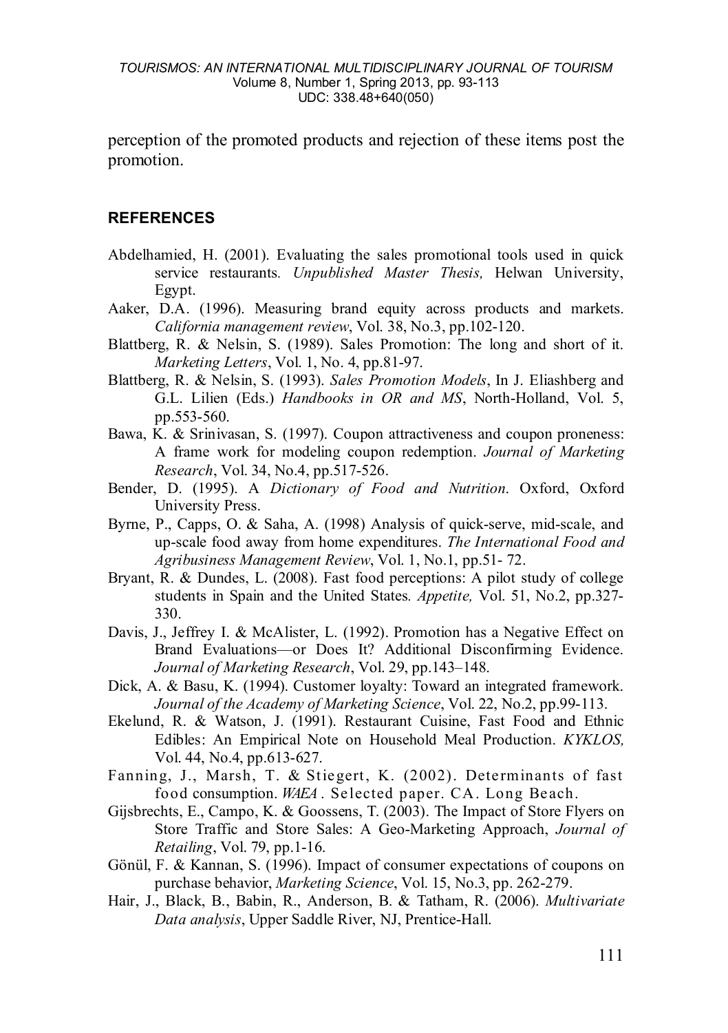perception of the promoted products and rejection of these items post the promotion.

## REFERENCES

Abdelhamied, H. (2001). Evaluating the sales promotional tools used in quick service restaurants. *Unpublished Master Thesis,* Helwan University, Egypt.

Aaker, D.A. (1996). Measuring brand equity across products and markets. *California management review*, Vol. 38, No.3, pp.102-120.

Blattberg, R. & Nelsin, S. (1989). Sales Promotion: The long and short of it. *Marketing Letters*, Vol. 1, No. 4, pp.81-97.

Blattberg, R. & Nelsin, S. (1993). *Sales Promotion Models*, In J. Eliashberg and G.L. Lilien (Eds.) *Handbooks in OR and MS*, North-Holland, Vol. 5, pp.553-560.

Bawa, K. & Srinivasan, S. (1997). Coupon attractiveness and coupon proneness: A frame work for modeling coupon redemption. *Journal of Marketing Research*, Vol. 34, No.4, pp.517-526.

Bender, D. (1995). A *Dictionary of Food and Nutrition*. Oxford, Oxford University Press.

Byrne, P., Capps, O. & Saha, A. (1998) Analysis of quick-serve, mid-scale, and up-scale food away from home expenditures. *The International Food and Agribusiness Management Review*, Vol. 1, No.1, pp.51- 72.

Bryant, R. & Dundes, L. (2008). Fast food perceptions: A pilot study of college students in Spain and the United States. *Appetite,* Vol. 51, No.2, pp.327-330.

Davis, J., Jeffrey I. & McAlister, L. (1992). Promotion has a Negative Effect on Brand Evaluations—or Does It? Additional Disconfirming Evidence. *Journal of Marketing Research*, Vol. 29, pp.143–148.

Dick, A. & Basu, K. (1994). Customer loyalty: Toward an integrated framework. *Journal of the Academy of Marketing Science*, Vol. 22, No.2, pp.99-113.

Ekelund, R. & Watson, J. (1991). Restaurant Cuisine, Fast Food and Ethnic Edibles: An Empirical Note on Household Meal Production. *KYKLOS,* Vol. 44, No.4, pp.613-627.

Fanning, J., Marsh, T. & Stiegert, K. (2002). Determinants of fast food consumption. *WAEA* . Selected paper. CA. Long Beach.

Gijsbrechts, E., Campo, K. & Goossens, T. (2003). The Impact of Store Flyers on Store Traffic and Store Sales: A Geo-Marketing Approach, *Journal of Retailing*, Vol. 79, pp.1-16.

Gönül, F. & Kannan, S. (1996). Impact of consumer expectations of coupons on purchase behavior, *Marketing Science*, Vol. 15, No.3, pp. 262-279.

Hair, J., Black, B., Babin, R., Anderson, B. & Tatham, R. (2006). *Multivariate Data analysis*, Upper Saddle River, NJ, Prentice-Hall.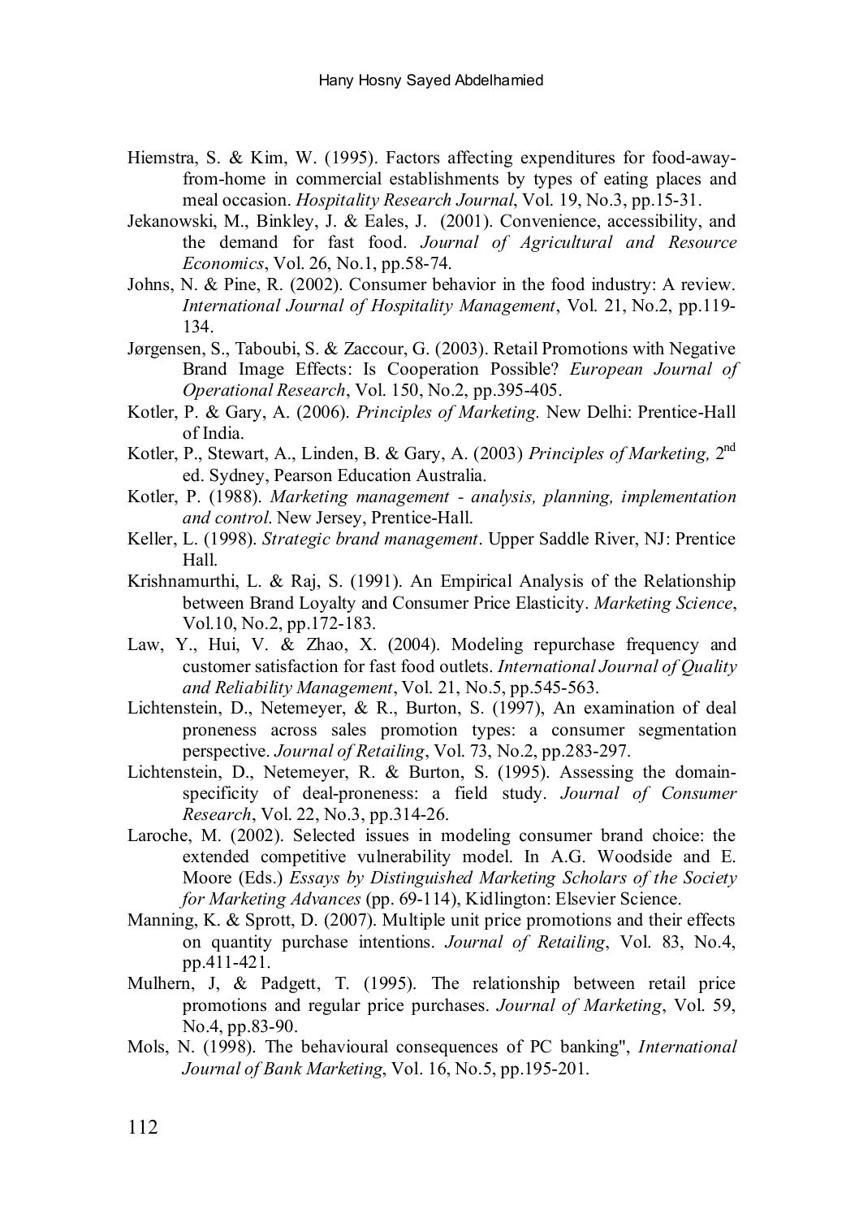Hiemstra, S. & Kim, W. (1995). Factors affecting expenditures for food-away-from-home in commercial establishments by types of eating places and meal occasion. *Hospitality Research Journal*, Vol. 19, No.3, pp.15-31.

Jekanowski, M., Binkley, J. & Eales, J. (2001). Convenience, accessibility, and the demand for fast food. *Journal of Agricultural and Resource Economics*, Vol. 26, No.1, pp.58-74.

Johns, N. & Pine, R. (2002). Consumer behavior in the food industry: A review. *International Journal of Hospitality Management*, Vol. 21, No.2, pp.119-134.

Jørgensen, S., Taboubi, S. & Zaccour, G. (2003). Retail Promotions with Negative Brand Image Effects: Is Cooperation Possible? *European Journal of Operational Research*, Vol. 150, No.2, pp.395-405.

Kotler, P. & Gary, A. (2006). *Principles of Marketing.* New Delhi: Prentice-Hall of India.

Kotler, P., Stewart, A., Linden, B. & Gary, A. (2003) *Principles of Marketing,* 2nd ed. Sydney, Pearson Education Australia.

Kotler, P. (1988). *Marketing management - analysis, planning, implementation and control*. New Jersey, Prentice-Hall.

Keller, L. (1998). *Strategic brand management*. Upper Saddle River, NJ: Prentice Hall.

Krishnamurthi, L. & Raj, S. (1991). An Empirical Analysis of the Relationship between Brand Loyalty and Consumer Price Elasticity. *Marketing Science*, Vol.10, No.2, pp.172-183.

Law, Y., Hui, V. & Zhao, X. (2004). Modeling repurchase frequency and customer satisfaction for fast food outlets. *International Journal of Quality and Reliability Management*, Vol. 21, No.5, pp.545-563.

Lichtenstein, D., Netemeyer, & R., Burton, S. (1997), An examination of deal proneness across sales promotion types: a consumer segmentation perspective. *Journal of Retailing*, Vol. 73, No.2, pp.283-297.

Lichtenstein, D., Netemeyer, R. & Burton, S. (1995). Assessing the domain-specificity of deal-proneness: a field study. *Journal of Consumer Research*, Vol. 22, No.3, pp.314-26.

Laroche, M. (2002). Selected issues in modeling consumer brand choice: the extended competitive vulnerability model. In A.G. Woodside and E. Moore (Eds.) *Essays by Distinguished Marketing Scholars of the Society for Marketing Advances* (pp. 69-114), Kidlington: Elsevier Science.

Manning, K. & Sprott, D. (2007). Multiple unit price promotions and their effects on quantity purchase intentions. *Journal of Retailing*, Vol. 83, No.4, pp.411-421.

Mulhern, J, & Padgett, T. (1995). The relationship between retail price promotions and regular price purchases. *Journal of Marketing*, Vol. 59, No.4, pp.83-90.

Mols, N. (1998). The behavioural consequences of PC banking", *International Journal of Bank Marketing*, Vol. 16, No.5, pp.195-201.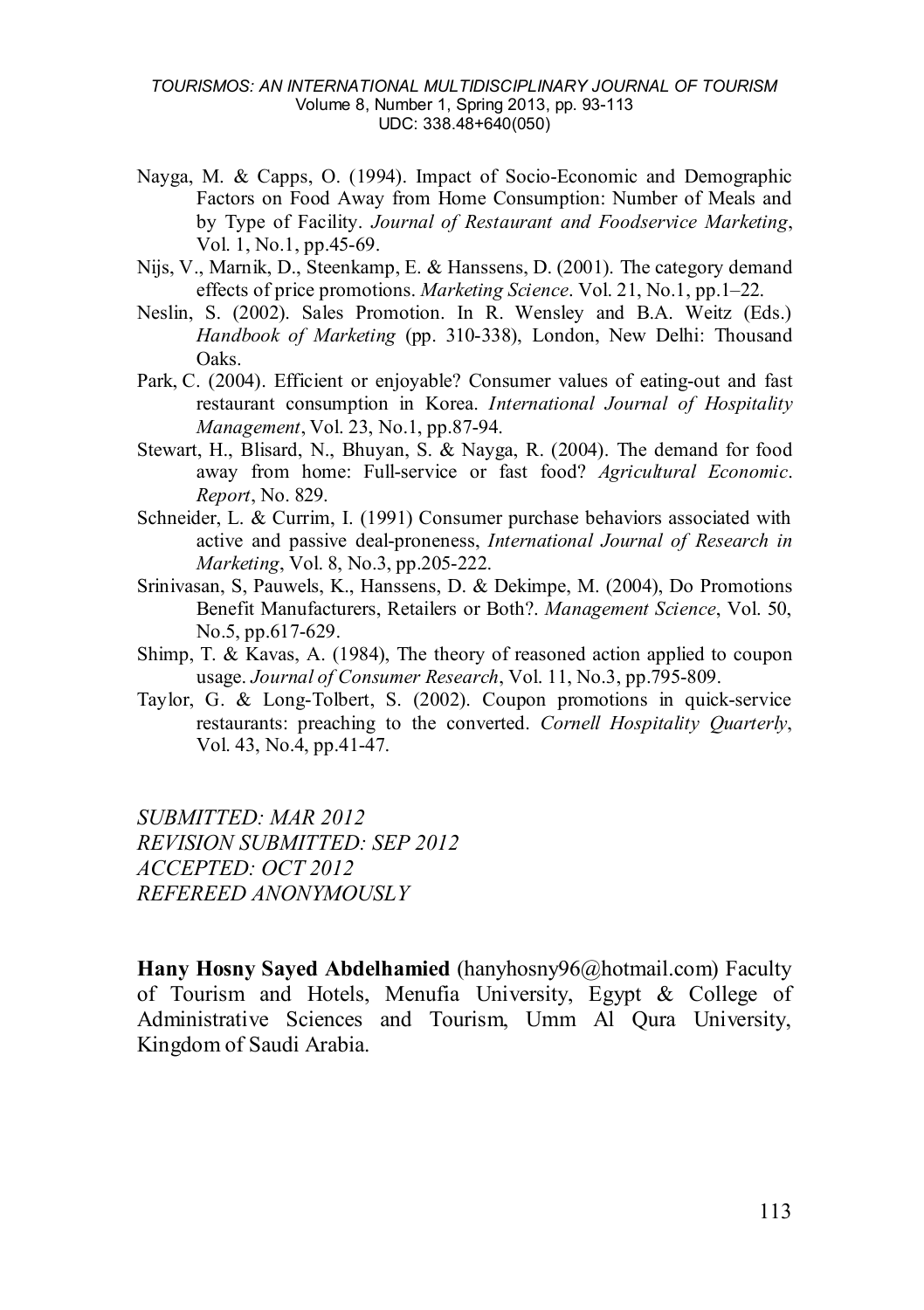Nayga, M. & Capps, O. (1994). Impact of Socio-Economic and Demographic Factors on Food Away from Home Consumption: Number of Meals and by Type of Facility. *Journal of Restaurant and Foodservice Marketing*, Vol. 1, No.1, pp.45-69.

Nijs, V., Marnik, D., Steenkamp, E. & Hanssens, D. (2001). The category demand effects of price promotions. *Marketing Science*. Vol. 21, No.1, pp.1–22.

Neslin, S. (2002). Sales Promotion. In R. Wensley and B.A. Weitz (Eds.) *Handbook of Marketing* (pp. 310-338), London, New Delhi: Thousand Oaks.

Park, C. (2004). Efficient or enjoyable? Consumer values of eating-out and fast restaurant consumption in Korea. *International Journal of Hospitality Management*, Vol. 23, No.1, pp.87-94.

Stewart, H., Blisard, N., Bhuyan, S. & Nayga, R. (2004). The demand for food away from home: Full-service or fast food? *Agricultural Economic*. *Report*, No. 829.

Schneider, L. & Currim, I. (1991) Consumer purchase behaviors associated with active and passive deal-proneness, *International Journal of Research in Marketing*, Vol. 8, No.3, pp.205-222.

Srinivasan, S, Pauwels, K., Hanssens, D. & Dekimpe, M. (2004), Do Promotions Benefit Manufacturers, Retailers or Both?. *Management Science*, Vol. 50, No.5, pp.617-629.

Shimp, T. & Kavas, A. (1984), The theory of reasoned action applied to coupon usage. *Journal of Consumer Research*, Vol. 11, No.3, pp.795-809.

Taylor, G. & Long-Tolbert, S. (2002). Coupon promotions in quick-service restaurants: preaching to the converted. *Cornell Hospitality Quarterly*, Vol. 43, No.4, pp.41-47.

*SUBMITTED: MAR 2012*
*REVISION SUBMITTED: SEP 2012*
*ACCEPTED: OCT 2012*
*REFEREED ANONYMOUSLY*

**Hany Hosny Sayed Abdelhamied** (hanyhosny96@hotmail.com) Faculty of Tourism and Hotels, Menufia University, Egypt & College of Administrative Sciences and Tourism, Umm Al Qura University, Kingdom of Saudi Arabia.